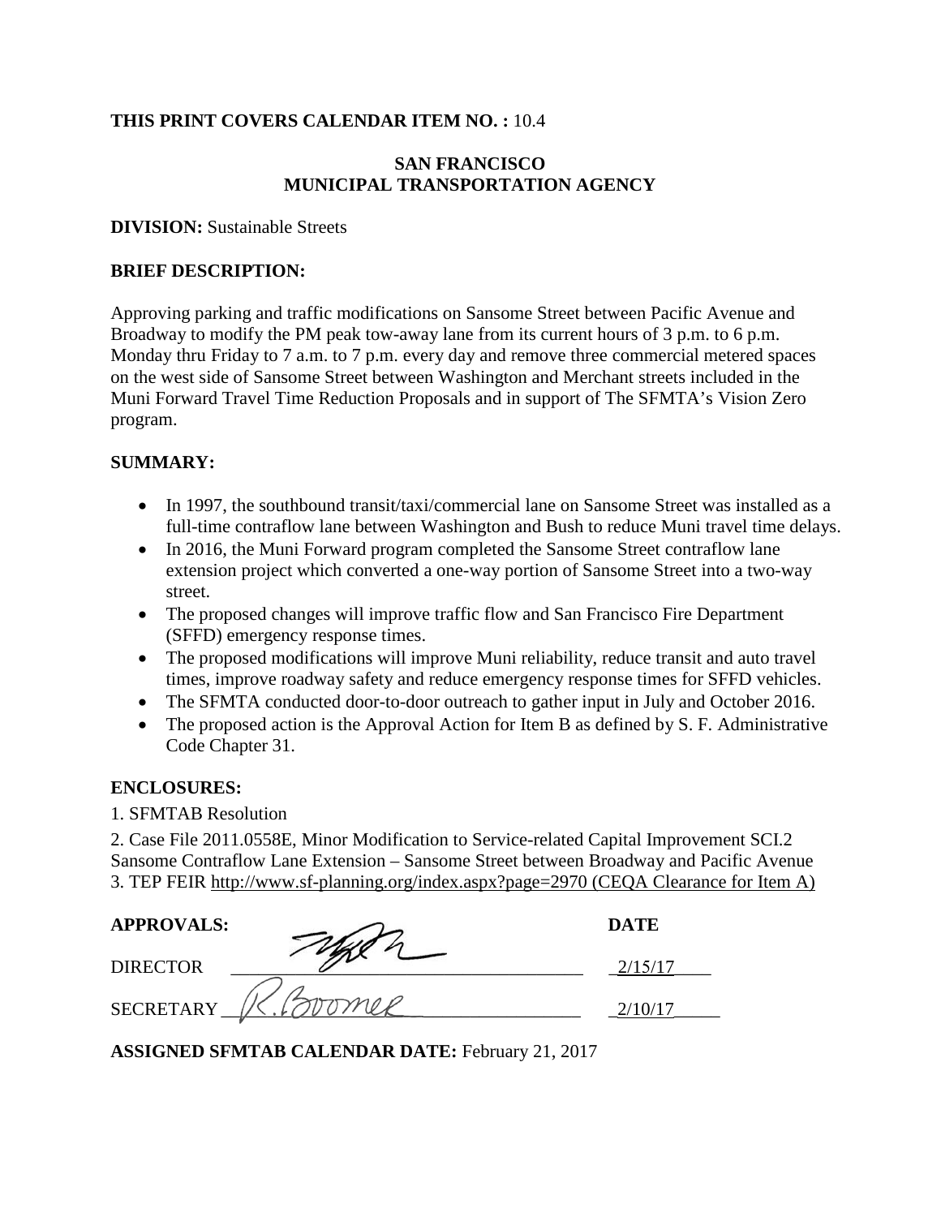**THIS PRINT COVERS CALENDAR ITEM NO. :** 10.4

**SAN FRANCISCO**
**MUNICIPAL TRANSPORTATION AGENCY**

**DIVISION:** Sustainable Streets

**BRIEF DESCRIPTION:**

Approving parking and traffic modifications on Sansome Street between Pacific Avenue and Broadway to modify the PM peak tow-away lane from its current hours of 3 p.m. to 6 p.m. Monday thru Friday to 7 a.m. to 7 p.m. every day and remove three commercial metered spaces on the west side of Sansome Street between Washington and Merchant streets included in the Muni Forward Travel Time Reduction Proposals and in support of The SFMTA's Vision Zero program.

**SUMMARY:**

- In 1997, the southbound transit/taxi/commercial lane on Sansome Street was installed as a full-time contraflow lane between Washington and Bush to reduce Muni travel time delays.
- In 2016, the Muni Forward program completed the Sansome Street contraflow lane extension project which converted a one-way portion of Sansome Street into a two-way street.
- The proposed changes will improve traffic flow and San Francisco Fire Department (SFFD) emergency response times.
- The proposed modifications will improve Muni reliability, reduce transit and auto travel times, improve roadway safety and reduce emergency response times for SFFD vehicles.
- The SFMTA conducted door-to-door outreach to gather input in July and October 2016.
- The proposed action is the Approval Action for Item B as defined by S. F. Administrative Code Chapter 31.

**ENCLOSURES:**

1. SFMTAB Resolution
2. Case File 2011.0558E, Minor Modification to Service-related Capital Improvement SCI.2 Sansome Contraflow Lane Extension – Sansome Street between Broadway and Pacific Avenue
3. TEP FEIR http://www.sf-planning.org/index.aspx?page=2970 (CEQA Clearance for Item A)

| **APPROVALS:** | | **DATE** |
|---|---|---|
| DIRECTOR | [signature] | 2/15/17 |
| SECRETARY | R. Boomer | 2/10/17 |

**ASSIGNED SFMTAB CALENDAR DATE:** February 21, 2017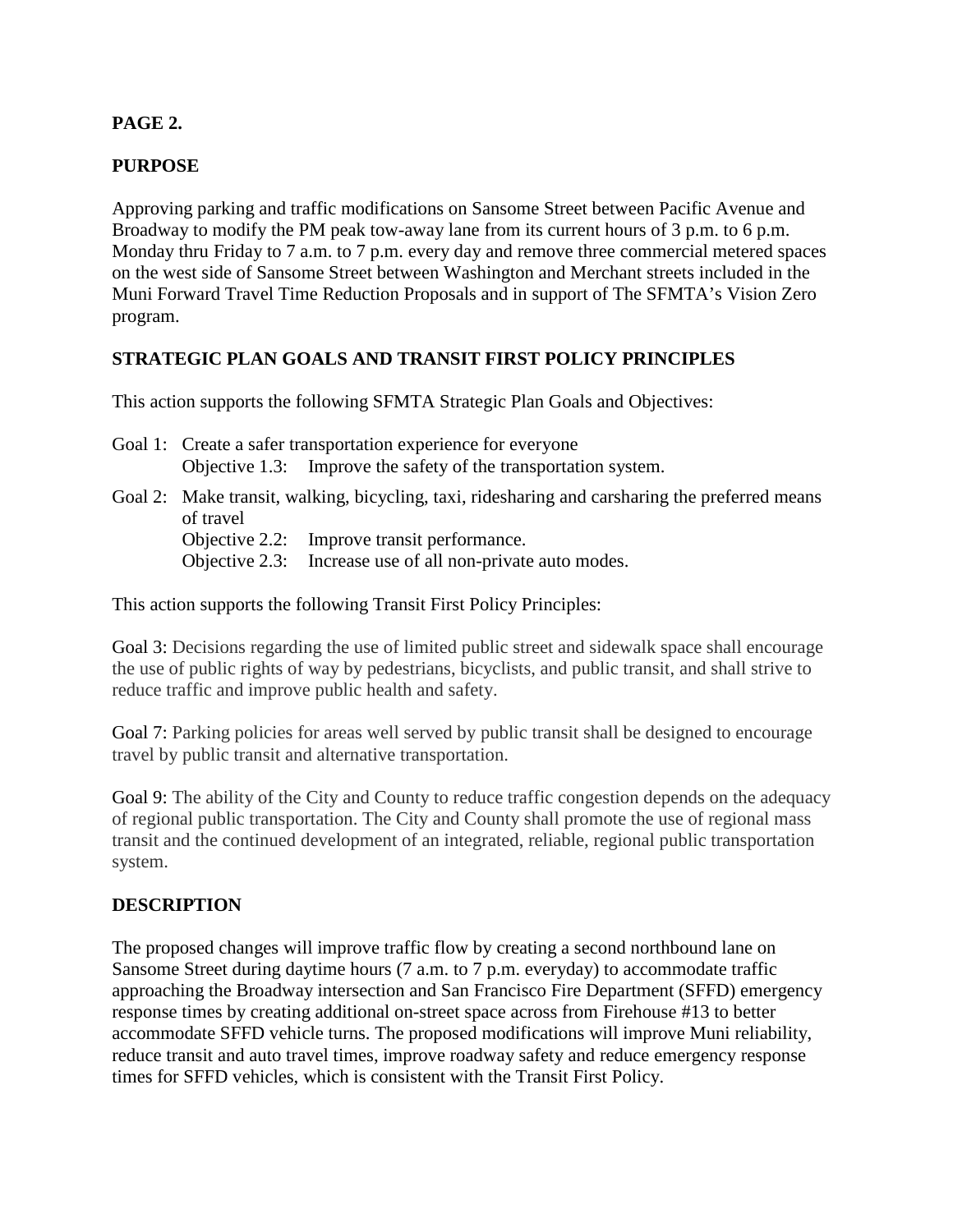**PAGE 2.**

**PURPOSE**

Approving parking and traffic modifications on Sansome Street between Pacific Avenue and Broadway to modify the PM peak tow-away lane from its current hours of 3 p.m. to 6 p.m. Monday thru Friday to 7 a.m. to 7 p.m. every day and remove three commercial metered spaces on the west side of Sansome Street between Washington and Merchant streets included in the Muni Forward Travel Time Reduction Proposals and in support of The SFMTA's Vision Zero program.

**STRATEGIC PLAN GOALS AND TRANSIT FIRST POLICY PRINCIPLES**

This action supports the following SFMTA Strategic Plan Goals and Objectives:

Goal 1: Create a safer transportation experience for everyone
- Objective 1.3: Improve the safety of the transportation system.

Goal 2: Make transit, walking, bicycling, taxi, ridesharing and carsharing the preferred means of travel
- Objective 2.2: Improve transit performance.
- Objective 2.3: Increase use of all non-private auto modes.

This action supports the following Transit First Policy Principles:

Goal 3: Decisions regarding the use of limited public street and sidewalk space shall encourage the use of public rights of way by pedestrians, bicyclists, and public transit, and shall strive to reduce traffic and improve public health and safety.

Goal 7: Parking policies for areas well served by public transit shall be designed to encourage travel by public transit and alternative transportation.

Goal 9: The ability of the City and County to reduce traffic congestion depends on the adequacy of regional public transportation. The City and County shall promote the use of regional mass transit and the continued development of an integrated, reliable, regional public transportation system.

**DESCRIPTION**

The proposed changes will improve traffic flow by creating a second northbound lane on Sansome Street during daytime hours (7 a.m. to 7 p.m. everyday) to accommodate traffic approaching the Broadway intersection and San Francisco Fire Department (SFFD) emergency response times by creating additional on-street space across from Firehouse #13 to better accommodate SFFD vehicle turns. The proposed modifications will improve Muni reliability, reduce transit and auto travel times, improve roadway safety and reduce emergency response times for SFFD vehicles, which is consistent with the Transit First Policy.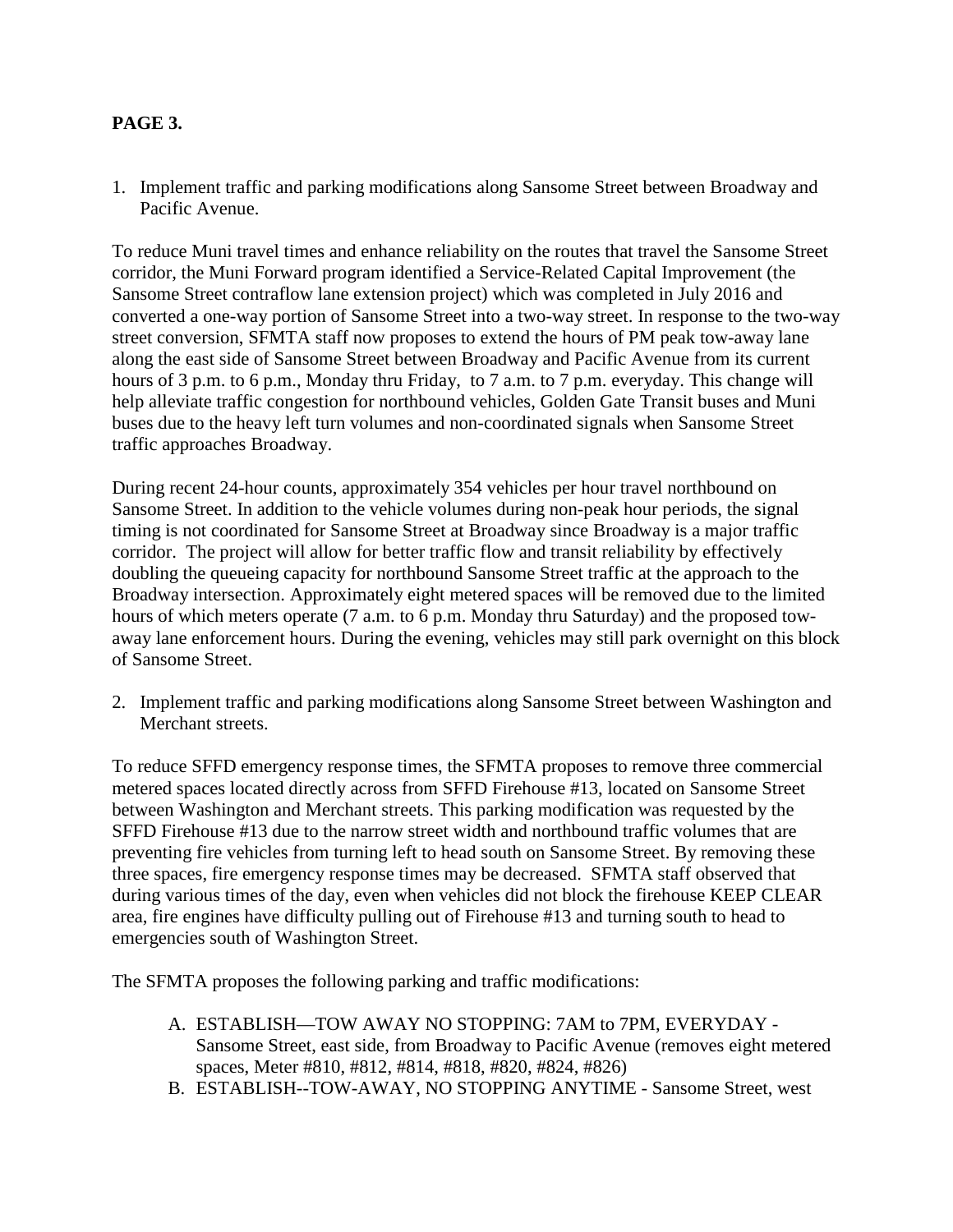**PAGE 3.**

1. Implement traffic and parking modifications along Sansome Street between Broadway and Pacific Avenue.

To reduce Muni travel times and enhance reliability on the routes that travel the Sansome Street corridor, the Muni Forward program identified a Service-Related Capital Improvement (the Sansome Street contraflow lane extension project) which was completed in July 2016 and converted a one-way portion of Sansome Street into a two-way street. In response to the two-way street conversion, SFMTA staff now proposes to extend the hours of PM peak tow-away lane along the east side of Sansome Street between Broadway and Pacific Avenue from its current hours of 3 p.m. to 6 p.m., Monday thru Friday, to 7 a.m. to 7 p.m. everyday. This change will help alleviate traffic congestion for northbound vehicles, Golden Gate Transit buses and Muni buses due to the heavy left turn volumes and non-coordinated signals when Sansome Street traffic approaches Broadway.

During recent 24-hour counts, approximately 354 vehicles per hour travel northbound on Sansome Street. In addition to the vehicle volumes during non-peak hour periods, the signal timing is not coordinated for Sansome Street at Broadway since Broadway is a major traffic corridor. The project will allow for better traffic flow and transit reliability by effectively doubling the queueing capacity for northbound Sansome Street traffic at the approach to the Broadway intersection. Approximately eight metered spaces will be removed due to the limited hours of which meters operate (7 a.m. to 6 p.m. Monday thru Saturday) and the proposed tow-away lane enforcement hours. During the evening, vehicles may still park overnight on this block of Sansome Street.

2. Implement traffic and parking modifications along Sansome Street between Washington and Merchant streets.

To reduce SFFD emergency response times, the SFMTA proposes to remove three commercial metered spaces located directly across from SFFD Firehouse #13, located on Sansome Street between Washington and Merchant streets. This parking modification was requested by the SFFD Firehouse #13 due to the narrow street width and northbound traffic volumes that are preventing fire vehicles from turning left to head south on Sansome Street. By removing these three spaces, fire emergency response times may be decreased. SFMTA staff observed that during various times of the day, even when vehicles did not block the firehouse KEEP CLEAR area, fire engines have difficulty pulling out of Firehouse #13 and turning south to head to emergencies south of Washington Street.

The SFMTA proposes the following parking and traffic modifications:

A. ESTABLISH—TOW AWAY NO STOPPING: 7AM to 7PM, EVERYDAY - Sansome Street, east side, from Broadway to Pacific Avenue (removes eight metered spaces, Meter #810, #812, #814, #818, #820, #824, #826)
B. ESTABLISH--TOW-AWAY, NO STOPPING ANYTIME - Sansome Street, west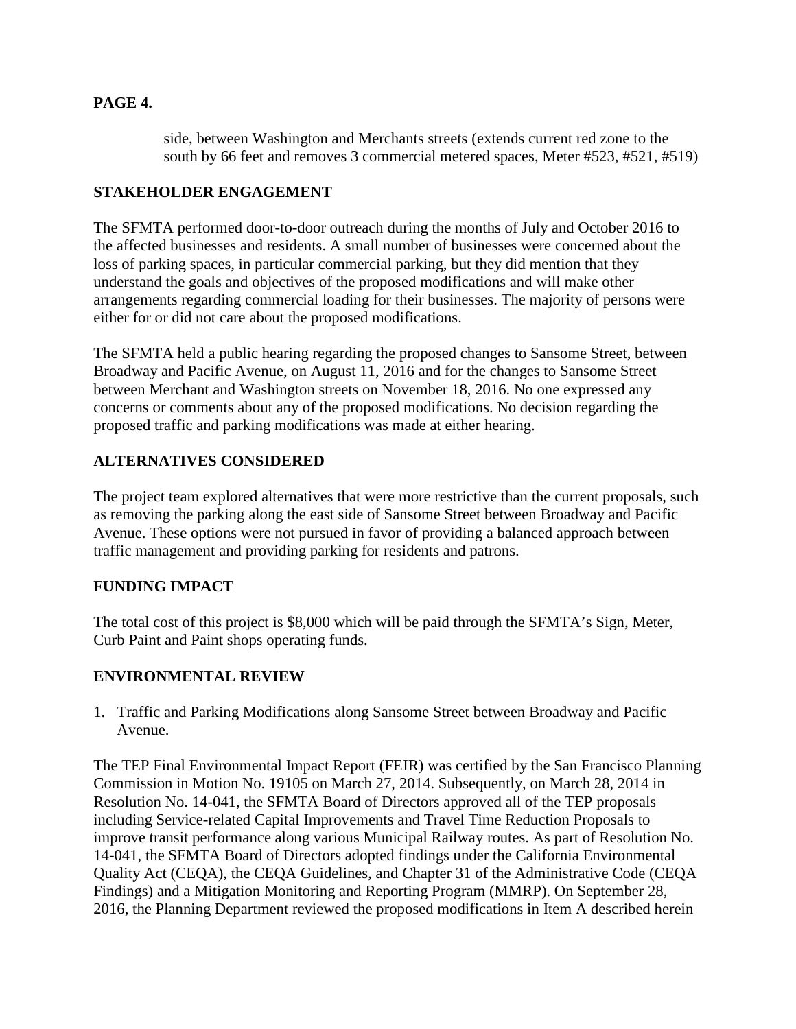side, between Washington and Merchants streets (extends current red zone to the south by 66 feet and removes 3 commercial metered spaces, Meter #523, #521, #519)

## STAKEHOLDER ENGAGEMENT

The SFMTA performed door-to-door outreach during the months of July and October 2016 to the affected businesses and residents. A small number of businesses were concerned about the loss of parking spaces, in particular commercial parking, but they did mention that they understand the goals and objectives of the proposed modifications and will make other arrangements regarding commercial loading for their businesses. The majority of persons were either for or did not care about the proposed modifications.

The SFMTA held a public hearing regarding the proposed changes to Sansome Street, between Broadway and Pacific Avenue, on August 11, 2016 and for the changes to Sansome Street between Merchant and Washington streets on November 18, 2016. No one expressed any concerns or comments about any of the proposed modifications. No decision regarding the proposed traffic and parking modifications was made at either hearing.

## ALTERNATIVES CONSIDERED

The project team explored alternatives that were more restrictive than the current proposals, such as removing the parking along the east side of Sansome Street between Broadway and Pacific Avenue. These options were not pursued in favor of providing a balanced approach between traffic management and providing parking for residents and patrons.

## FUNDING IMPACT

The total cost of this project is $8,000 which will be paid through the SFMTA's Sign, Meter, Curb Paint and Paint shops operating funds.

## ENVIRONMENTAL REVIEW

1. Traffic and Parking Modifications along Sansome Street between Broadway and Pacific Avenue.

The TEP Final Environmental Impact Report (FEIR) was certified by the San Francisco Planning Commission in Motion No. 19105 on March 27, 2014. Subsequently, on March 28, 2014 in Resolution No. 14-041, the SFMTA Board of Directors approved all of the TEP proposals including Service-related Capital Improvements and Travel Time Reduction Proposals to improve transit performance along various Municipal Railway routes. As part of Resolution No. 14-041, the SFMTA Board of Directors adopted findings under the California Environmental Quality Act (CEQA), the CEQA Guidelines, and Chapter 31 of the Administrative Code (CEQA Findings) and a Mitigation Monitoring and Reporting Program (MMRP). On September 28, 2016, the Planning Department reviewed the proposed modifications in Item A described herein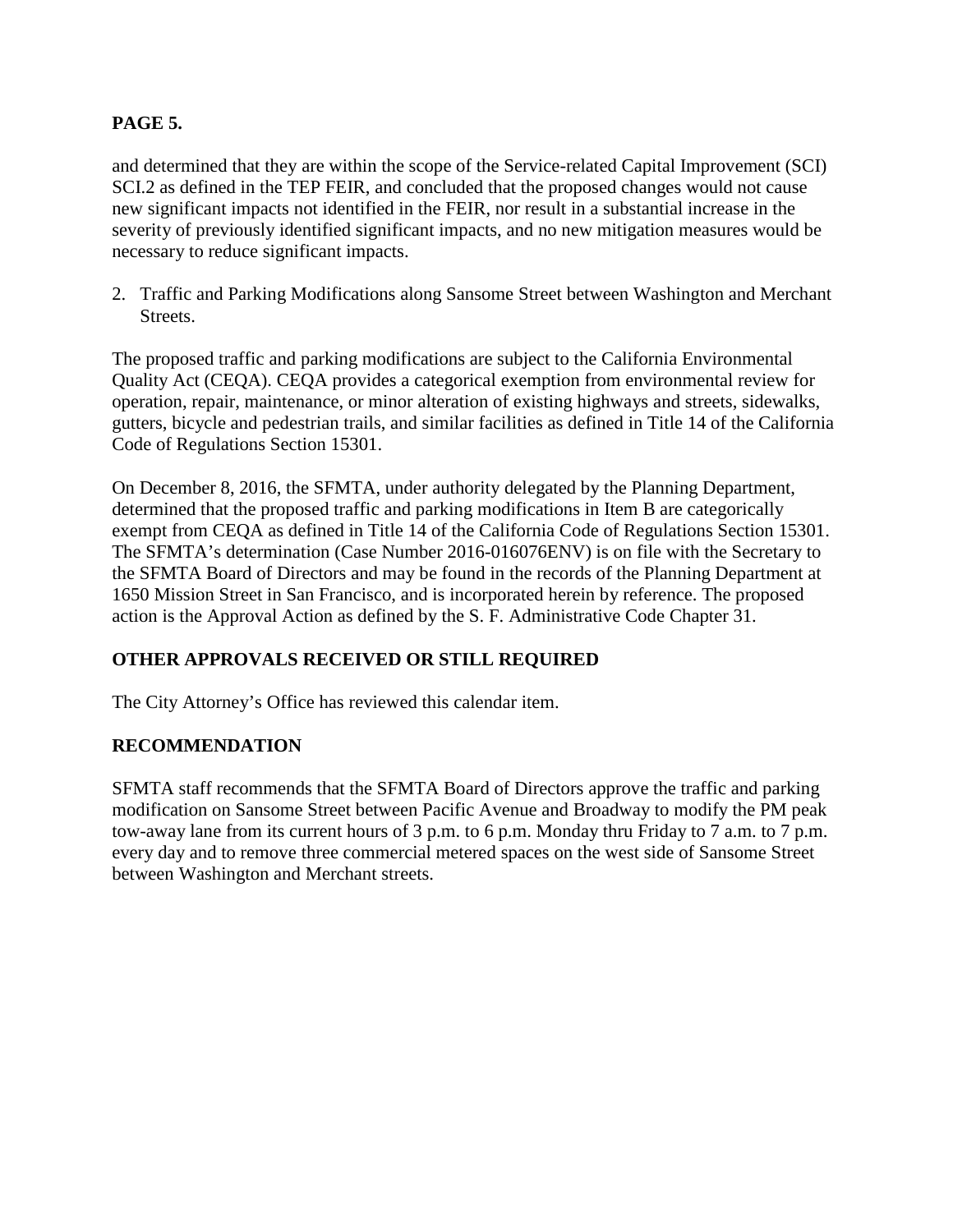and determined that they are within the scope of the Service-related Capital Improvement (SCI) SCI.2 as defined in the TEP FEIR, and concluded that the proposed changes would not cause new significant impacts not identified in the FEIR, nor result in a substantial increase in the severity of previously identified significant impacts, and no new mitigation measures would be necessary to reduce significant impacts.

2. Traffic and Parking Modifications along Sansome Street between Washington and Merchant Streets.

The proposed traffic and parking modifications are subject to the California Environmental Quality Act (CEQA). CEQA provides a categorical exemption from environmental review for operation, repair, maintenance, or minor alteration of existing highways and streets, sidewalks, gutters, bicycle and pedestrian trails, and similar facilities as defined in Title 14 of the California Code of Regulations Section 15301.

On December 8, 2016, the SFMTA, under authority delegated by the Planning Department, determined that the proposed traffic and parking modifications in Item B are categorically exempt from CEQA as defined in Title 14 of the California Code of Regulations Section 15301. The SFMTA's determination (Case Number 2016-016076ENV) is on file with the Secretary to the SFMTA Board of Directors and may be found in the records of the Planning Department at 1650 Mission Street in San Francisco, and is incorporated herein by reference. The proposed action is the Approval Action as defined by the S. F. Administrative Code Chapter 31.

## OTHER APPROVALS RECEIVED OR STILL REQUIRED

The City Attorney's Office has reviewed this calendar item.

## RECOMMENDATION

SFMTA staff recommends that the SFMTA Board of Directors approve the traffic and parking modification on Sansome Street between Pacific Avenue and Broadway to modify the PM peak tow-away lane from its current hours of 3 p.m. to 6 p.m. Monday thru Friday to 7 a.m. to 7 p.m. every day and to remove three commercial metered spaces on the west side of Sansome Street between Washington and Merchant streets.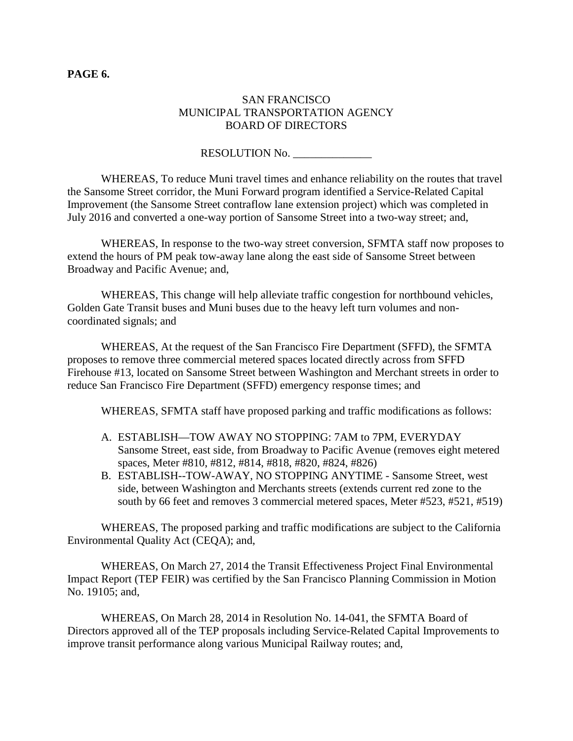**PAGE 6.**

SAN FRANCISCO
MUNICIPAL TRANSPORTATION AGENCY
BOARD OF DIRECTORS

RESOLUTION No. ______________

WHEREAS, To reduce Muni travel times and enhance reliability on the routes that travel the Sansome Street corridor, the Muni Forward program identified a Service-Related Capital Improvement (the Sansome Street contraflow lane extension project) which was completed in July 2016 and converted a one-way portion of Sansome Street into a two-way street; and,

WHEREAS, In response to the two-way street conversion, SFMTA staff now proposes to extend the hours of PM peak tow-away lane along the east side of Sansome Street between Broadway and Pacific Avenue; and,

WHEREAS, This change will help alleviate traffic congestion for northbound vehicles, Golden Gate Transit buses and Muni buses due to the heavy left turn volumes and non-coordinated signals; and

WHEREAS, At the request of the San Francisco Fire Department (SFFD), the SFMTA proposes to remove three commercial metered spaces located directly across from SFFD Firehouse #13, located on Sansome Street between Washington and Merchant streets in order to reduce San Francisco Fire Department (SFFD) emergency response times; and

WHEREAS, SFMTA staff have proposed parking and traffic modifications as follows:

A. ESTABLISH—TOW AWAY NO STOPPING: 7AM to 7PM, EVERYDAY Sansome Street, east side, from Broadway to Pacific Avenue (removes eight metered spaces, Meter #810, #812, #814, #818, #820, #824, #826)
B. ESTABLISH--TOW-AWAY, NO STOPPING ANYTIME - Sansome Street, west side, between Washington and Merchants streets (extends current red zone to the south by 66 feet and removes 3 commercial metered spaces, Meter #523, #521, #519)

WHEREAS, The proposed parking and traffic modifications are subject to the California Environmental Quality Act (CEQA); and,

WHEREAS, On March 27, 2014 the Transit Effectiveness Project Final Environmental Impact Report (TEP FEIR) was certified by the San Francisco Planning Commission in Motion No. 19105; and,

WHEREAS, On March 28, 2014 in Resolution No. 14-041, the SFMTA Board of Directors approved all of the TEP proposals including Service-Related Capital Improvements to improve transit performance along various Municipal Railway routes; and,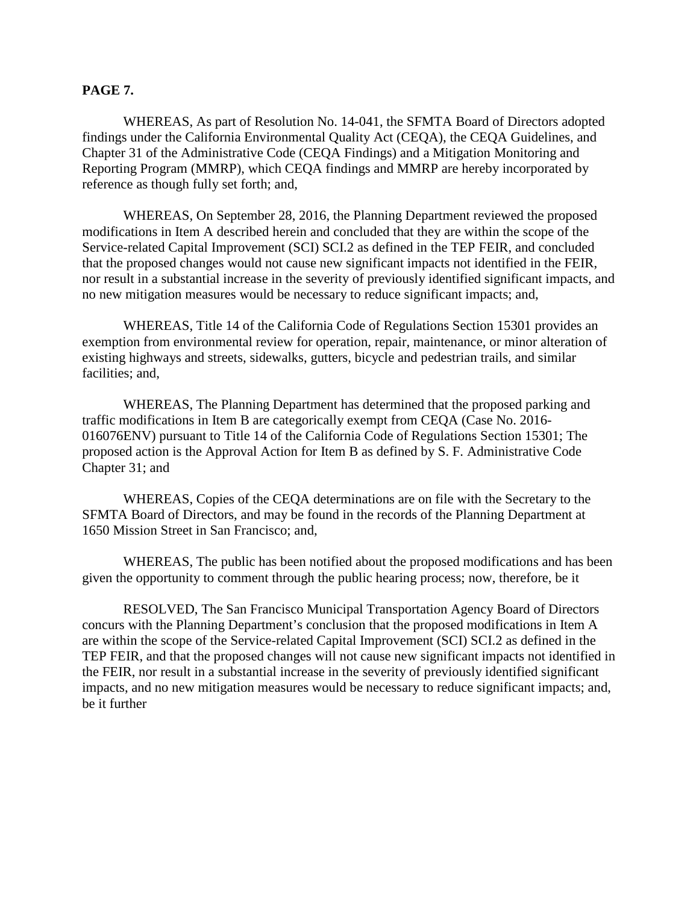**PAGE 7.**

WHEREAS, As part of Resolution No. 14-041, the SFMTA Board of Directors adopted findings under the California Environmental Quality Act (CEQA), the CEQA Guidelines, and Chapter 31 of the Administrative Code (CEQA Findings) and a Mitigation Monitoring and Reporting Program (MMRP), which CEQA findings and MMRP are hereby incorporated by reference as though fully set forth; and,

WHEREAS, On September 28, 2016, the Planning Department reviewed the proposed modifications in Item A described herein and concluded that they are within the scope of the Service-related Capital Improvement (SCI) SCI.2 as defined in the TEP FEIR, and concluded that the proposed changes would not cause new significant impacts not identified in the FEIR, nor result in a substantial increase in the severity of previously identified significant impacts, and no new mitigation measures would be necessary to reduce significant impacts; and,

WHEREAS, Title 14 of the California Code of Regulations Section 15301 provides an exemption from environmental review for operation, repair, maintenance, or minor alteration of existing highways and streets, sidewalks, gutters, bicycle and pedestrian trails, and similar facilities; and,

WHEREAS, The Planning Department has determined that the proposed parking and traffic modifications in Item B are categorically exempt from CEQA (Case No. 2016-016076ENV) pursuant to Title 14 of the California Code of Regulations Section 15301; The proposed action is the Approval Action for Item B as defined by S. F. Administrative Code Chapter 31; and

WHEREAS, Copies of the CEQA determinations are on file with the Secretary to the SFMTA Board of Directors, and may be found in the records of the Planning Department at 1650 Mission Street in San Francisco; and,

WHEREAS, The public has been notified about the proposed modifications and has been given the opportunity to comment through the public hearing process; now, therefore, be it

RESOLVED, The San Francisco Municipal Transportation Agency Board of Directors concurs with the Planning Department's conclusion that the proposed modifications in Item A are within the scope of the Service-related Capital Improvement (SCI) SCI.2 as defined in the TEP FEIR, and that the proposed changes will not cause new significant impacts not identified in the FEIR, nor result in a substantial increase in the severity of previously identified significant impacts, and no new mitigation measures would be necessary to reduce significant impacts; and, be it further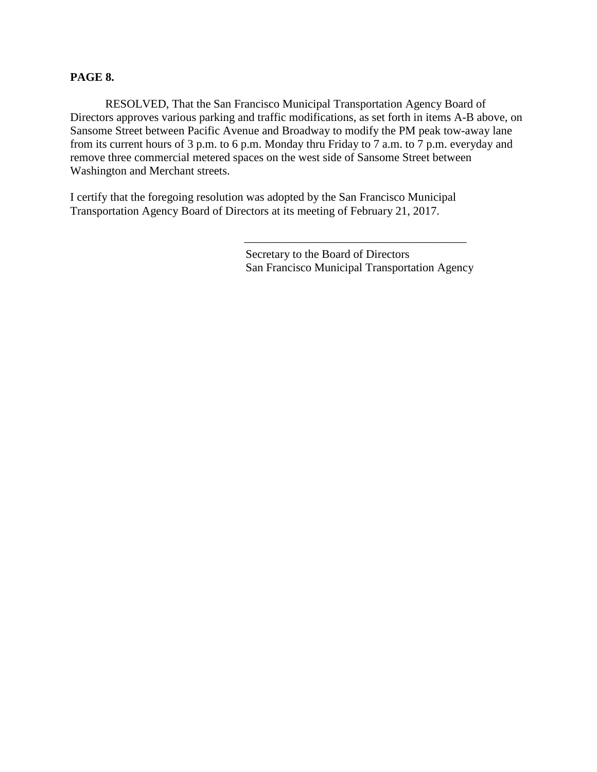**PAGE 8.**

RESOLVED, That the San Francisco Municipal Transportation Agency Board of Directors approves various parking and traffic modifications, as set forth in items A-B above, on Sansome Street between Pacific Avenue and Broadway to modify the PM peak tow-away lane from its current hours of 3 p.m. to 6 p.m. Monday thru Friday to 7 a.m. to 7 p.m. everyday and remove three commercial metered spaces on the west side of Sansome Street between Washington and Merchant streets.

I certify that the foregoing resolution was adopted by the San Francisco Municipal Transportation Agency Board of Directors at its meeting of February 21, 2017.

\_\_\_\_\_\_\_\_\_\_\_\_\_\_\_\_\_\_\_\_\_\_\_\_\_\_\_\_\_\_\_\_\_\_\_\_\_\_\_

Secretary to the Board of Directors
San Francisco Municipal Transportation Agency